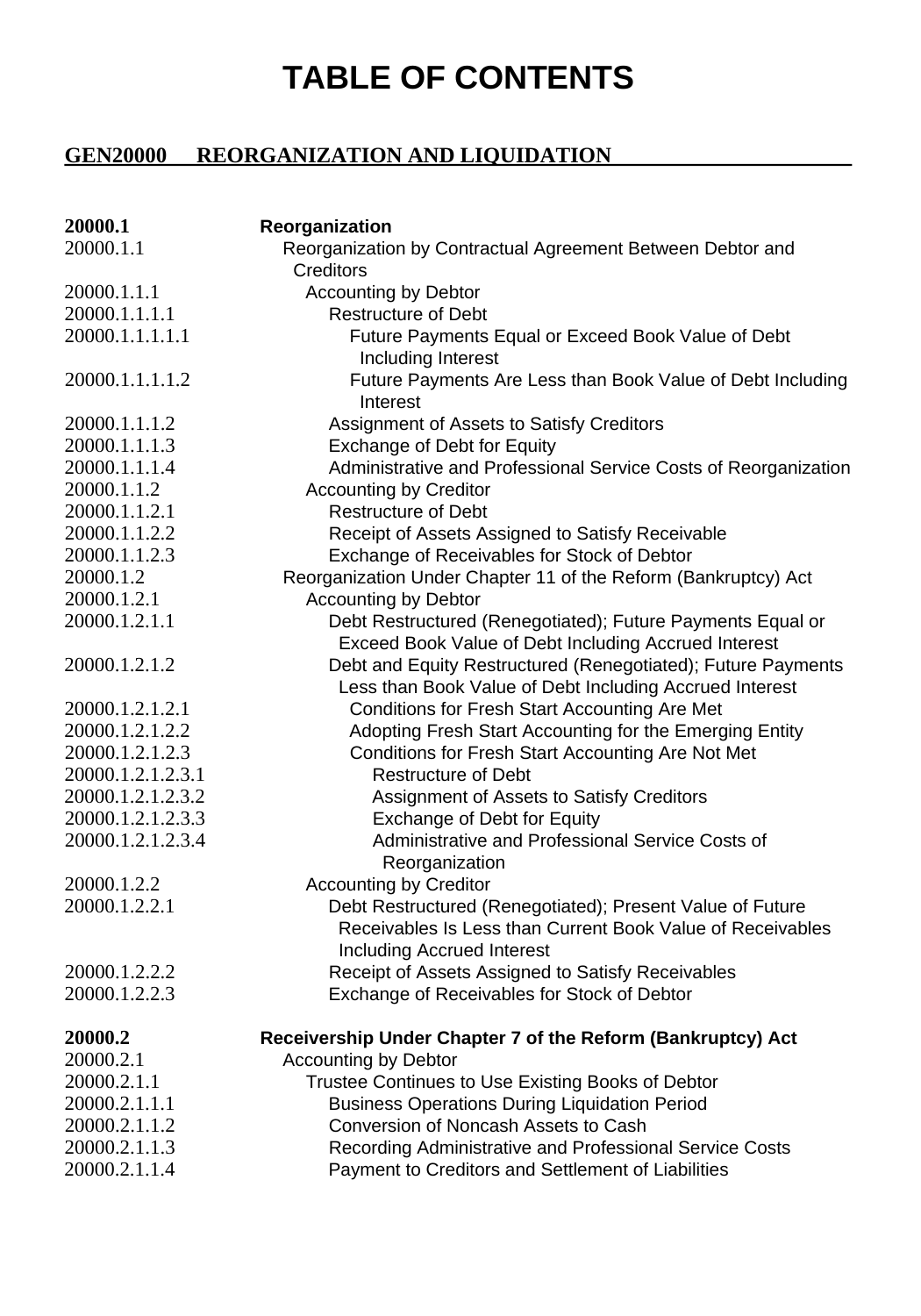# TABLE OF CONTENTS

## GEN20000 REORGANIZATION AND LIQUIDATION

| | |
|---|---|
| **20000.1** | **Reorganization** |
| 20000.1.1 | Reorganization by Contractual Agreement Between Debtor and Creditors |
| 20000.1.1.1 | Accounting by Debtor |
| 20000.1.1.1.1 | Restructure of Debt |
| 20000.1.1.1.1.1 | Future Payments Equal or Exceed Book Value of Debt Including Interest |
| 20000.1.1.1.1.2 | Future Payments Are Less than Book Value of Debt Including Interest |
| 20000.1.1.1.2 | Assignment of Assets to Satisfy Creditors |
| 20000.1.1.1.3 | Exchange of Debt for Equity |
| 20000.1.1.1.4 | Administrative and Professional Service Costs of Reorganization |
| 20000.1.1.2 | Accounting by Creditor |
| 20000.1.1.2.1 | Restructure of Debt |
| 20000.1.1.2.2 | Receipt of Assets Assigned to Satisfy Receivable |
| 20000.1.1.2.3 | Exchange of Receivables for Stock of Debtor |
| 20000.1.2 | Reorganization Under Chapter 11 of the Reform (Bankruptcy) Act |
| 20000.1.2.1 | Accounting by Debtor |
| 20000.1.2.1.1 | Debt Restructured (Renegotiated); Future Payments Equal or Exceed Book Value of Debt Including Accrued Interest |
| 20000.1.2.1.2 | Debt and Equity Restructured (Renegotiated); Future Payments Less than Book Value of Debt Including Accrued Interest |
| 20000.1.2.1.2.1 | Conditions for Fresh Start Accounting Are Met |
| 20000.1.2.1.2.2 | Adopting Fresh Start Accounting for the Emerging Entity |
| 20000.1.2.1.2.3 | Conditions for Fresh Start Accounting Are Not Met |
| 20000.1.2.1.2.3.1 | Restructure of Debt |
| 20000.1.2.1.2.3.2 | Assignment of Assets to Satisfy Creditors |
| 20000.1.2.1.2.3.3 | Exchange of Debt for Equity |
| 20000.1.2.1.2.3.4 | Administrative and Professional Service Costs of Reorganization |
| 20000.1.2.2 | Accounting by Creditor |
| 20000.1.2.2.1 | Debt Restructured (Renegotiated); Present Value of Future Receivables Is Less than Current Book Value of Receivables Including Accrued Interest |
| 20000.1.2.2.2 | Receipt of Assets Assigned to Satisfy Receivables |
| 20000.1.2.2.3 | Exchange of Receivables for Stock of Debtor |
| **20000.2** | **Receivership Under Chapter 7 of the Reform (Bankruptcy) Act** |
| 20000.2.1 | Accounting by Debtor |
| 20000.2.1.1 | Trustee Continues to Use Existing Books of Debtor |
| 20000.2.1.1.1 | Business Operations During Liquidation Period |
| 20000.2.1.1.2 | Conversion of Noncash Assets to Cash |
| 20000.2.1.1.3 | Recording Administrative and Professional Service Costs |
| 20000.2.1.1.4 | Payment to Creditors and Settlement of Liabilities |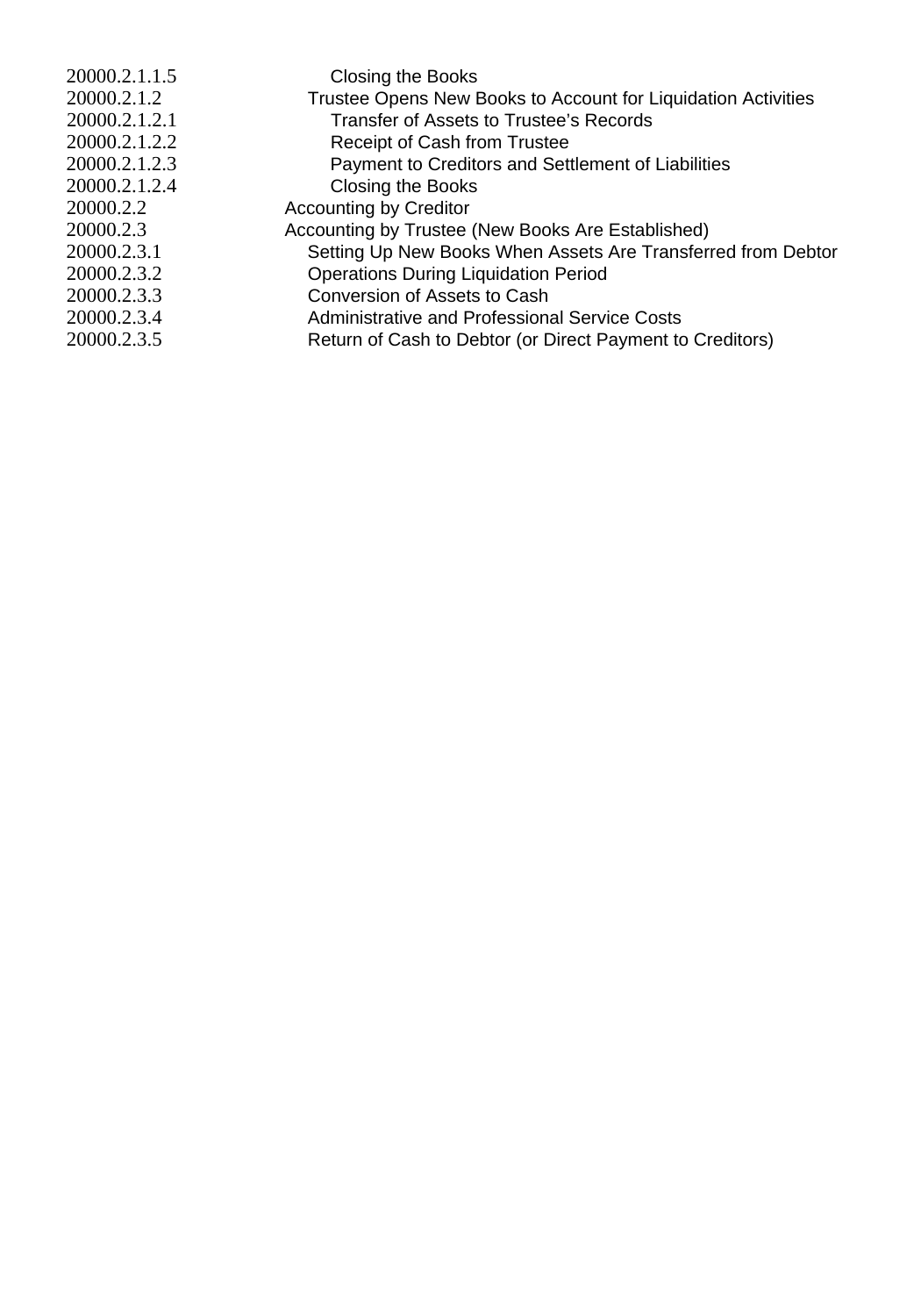| | |
|---|---|
| 20000.2.1.1.5 | Closing the Books |
| 20000.2.1.2 | Trustee Opens New Books to Account for Liquidation Activities |
| 20000.2.1.2.1 | Transfer of Assets to Trustee's Records |
| 20000.2.1.2.2 | Receipt of Cash from Trustee |
| 20000.2.1.2.3 | Payment to Creditors and Settlement of Liabilities |
| 20000.2.1.2.4 | Closing the Books |
| 20000.2.2 | Accounting by Creditor |
| 20000.2.3 | Accounting by Trustee (New Books Are Established) |
| 20000.2.3.1 | Setting Up New Books When Assets Are Transferred from Debtor |
| 20000.2.3.2 | Operations During Liquidation Period |
| 20000.2.3.3 | Conversion of Assets to Cash |
| 20000.2.3.4 | Administrative and Professional Service Costs |
| 20000.2.3.5 | Return of Cash to Debtor (or Direct Payment to Creditors) |